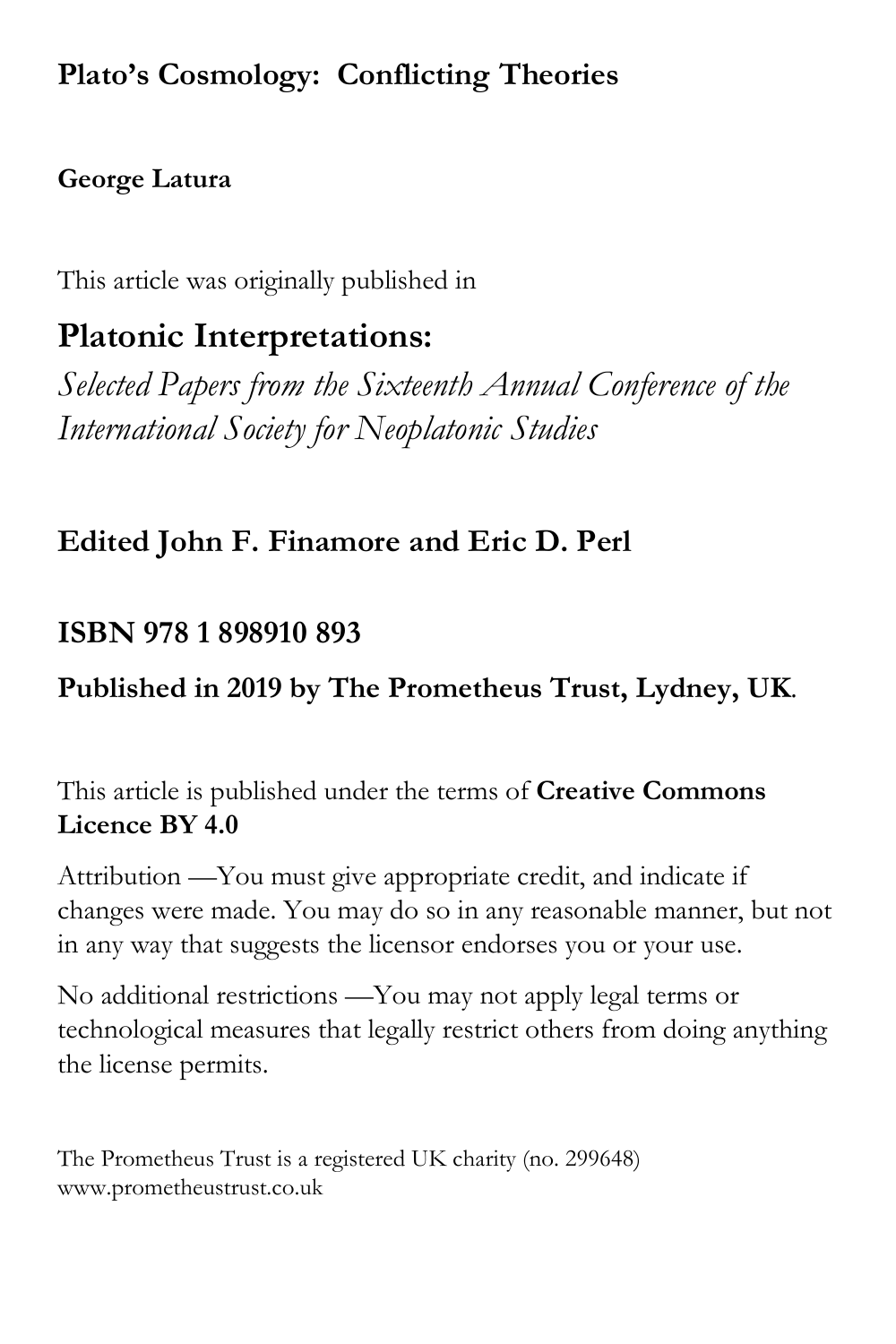# Plato's Cosmology: Conflicting Theories

**George Latura**

This article was originally published in

## Platonic Interpretations:

*Selected Papers from the Sixteenth Annual Conference of the International Society for Neoplatonic Studies*

**Edited John F. Finamore and Eric D. Perl**

**ISBN 978 1 898910 893**

**Published in 2019 by The Prometheus Trust, Lydney, UK**.

This article is published under the terms of **Creative Commons Licence BY 4.0**

Attribution —You must give appropriate credit, and indicate if changes were made. You may do so in any reasonable manner, but not in any way that suggests the licensor endorses you or your use.

No additional restrictions —You may not apply legal terms or technological measures that legally restrict others from doing anything the license permits.

The Prometheus Trust is a registered UK charity (no. 299648)
www.prometheustrust.co.uk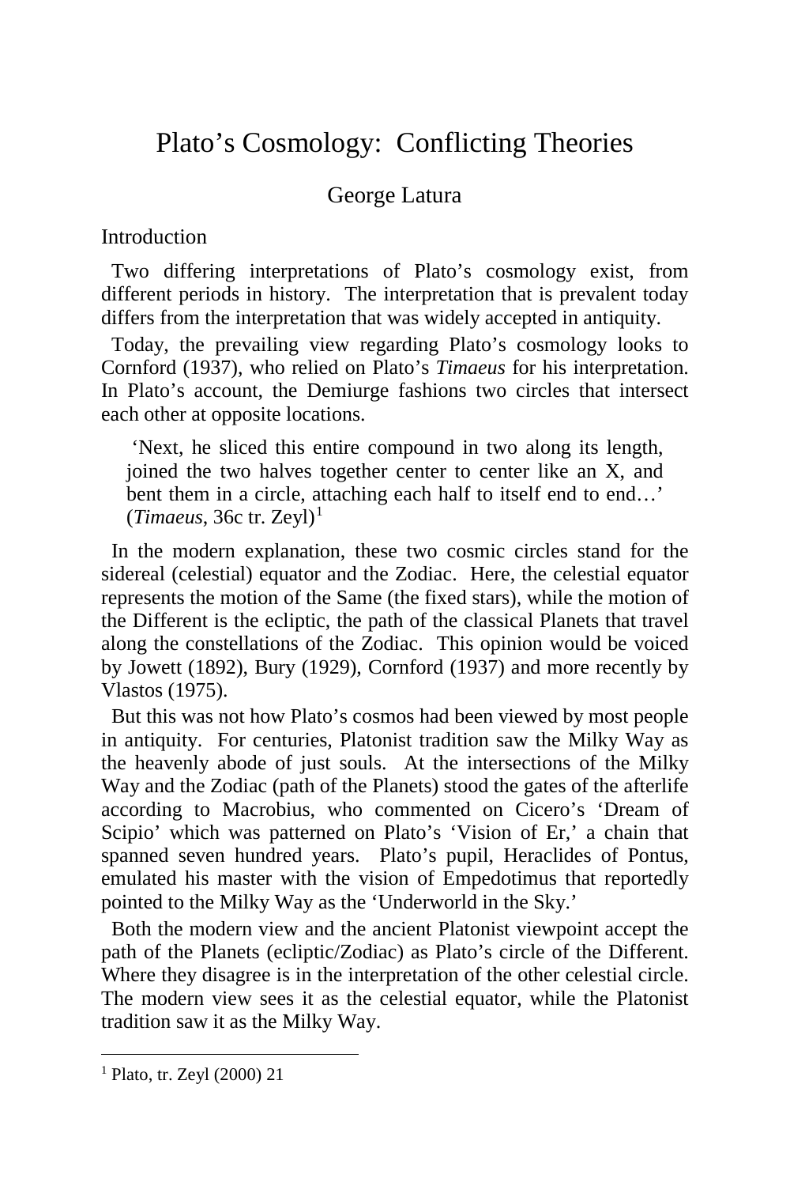# Plato's Cosmology: Conflicting Theories

George Latura

## Introduction

Two differing interpretations of Plato's cosmology exist, from different periods in history. The interpretation that is prevalent today differs from the interpretation that was widely accepted in antiquity.

Today, the prevailing view regarding Plato's cosmology looks to Cornford (1937), who relied on Plato's *Timaeus* for his interpretation. In Plato's account, the Demiurge fashions two circles that intersect each other at opposite locations.

> 'Next, he sliced this entire compound in two along its length, joined the two halves together center to center like an X, and bent them in a circle, attaching each half to itself end to end…' (*Timaeus*, 36c tr. Zeyl)[1]

In the modern explanation, these two cosmic circles stand for the sidereal (celestial) equator and the Zodiac. Here, the celestial equator represents the motion of the Same (the fixed stars), while the motion of the Different is the ecliptic, the path of the classical Planets that travel along the constellations of the Zodiac. This opinion would be voiced by Jowett (1892), Bury (1929), Cornford (1937) and more recently by Vlastos (1975).

But this was not how Plato's cosmos had been viewed by most people in antiquity. For centuries, Platonist tradition saw the Milky Way as the heavenly abode of just souls. At the intersections of the Milky Way and the Zodiac (path of the Planets) stood the gates of the afterlife according to Macrobius, who commented on Cicero's 'Dream of Scipio' which was patterned on Plato's 'Vision of Er,' a chain that spanned seven hundred years. Plato's pupil, Heraclides of Pontus, emulated his master with the vision of Empedotimus that reportedly pointed to the Milky Way as the 'Underworld in the Sky.'

Both the modern view and the ancient Platonist viewpoint accept the path of the Planets (ecliptic/Zodiac) as Plato's circle of the Different. Where they disagree is in the interpretation of the other celestial circle. The modern view sees it as the celestial equator, while the Platonist tradition saw it as the Milky Way.

---

[1] Plato, tr. Zeyl (2000) 21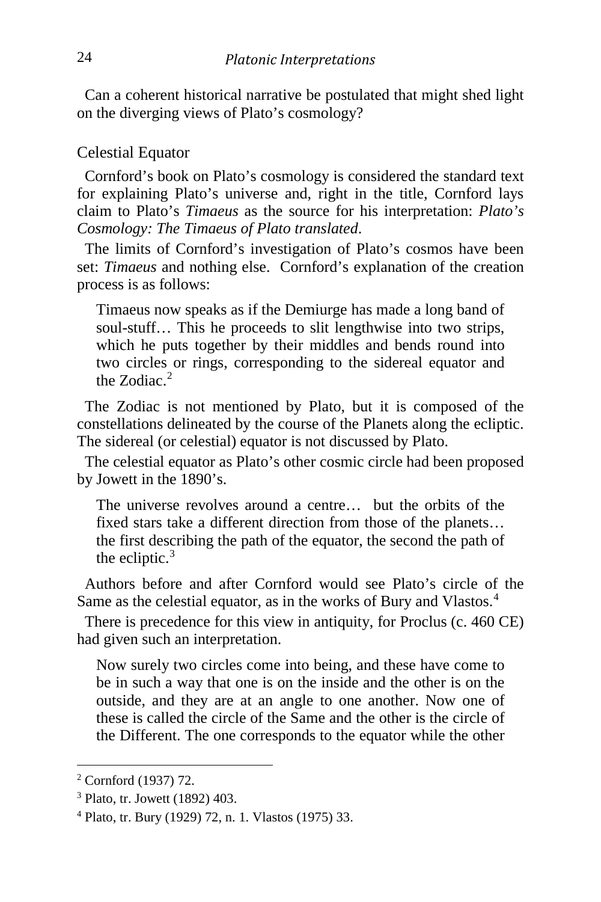Can a coherent historical narrative be postulated that might shed light on the diverging views of Plato's cosmology?

## Celestial Equator

Cornford's book on Plato's cosmology is considered the standard text for explaining Plato's universe and, right in the title, Cornford lays claim to Plato's *Timaeus* as the source for his interpretation: *Plato's Cosmology: The Timaeus of Plato translated*.

The limits of Cornford's investigation of Plato's cosmos have been set: *Timaeus* and nothing else. Cornford's explanation of the creation process is as follows:

> Timaeus now speaks as if the Demiurge has made a long band of soul-stuff… This he proceeds to slit lengthwise into two strips, which he puts together by their middles and bends round into two circles or rings, corresponding to the sidereal equator and the Zodiac.[2]

The Zodiac is not mentioned by Plato, but it is composed of the constellations delineated by the course of the Planets along the ecliptic. The sidereal (or celestial) equator is not discussed by Plato.

The celestial equator as Plato's other cosmic circle had been proposed by Jowett in the 1890's.

> The universe revolves around a centre… but the orbits of the fixed stars take a different direction from those of the planets… the first describing the path of the equator, the second the path of the ecliptic.[3]

Authors before and after Cornford would see Plato's circle of the Same as the celestial equator, as in the works of Bury and Vlastos.[4]

There is precedence for this view in antiquity, for Proclus (c. 460 CE) had given such an interpretation.

> Now surely two circles come into being, and these have come to be in such a way that one is on the inside and the other is on the outside, and they are at an angle to one another. Now one of these is called the circle of the Same and the other is the circle of the Different. The one corresponds to the equator while the other

---

[2] Cornford (1937) 72.

[3] Plato, tr. Jowett (1892) 403.

[4] Plato, tr. Bury (1929) 72, n. 1. Vlastos (1975) 33.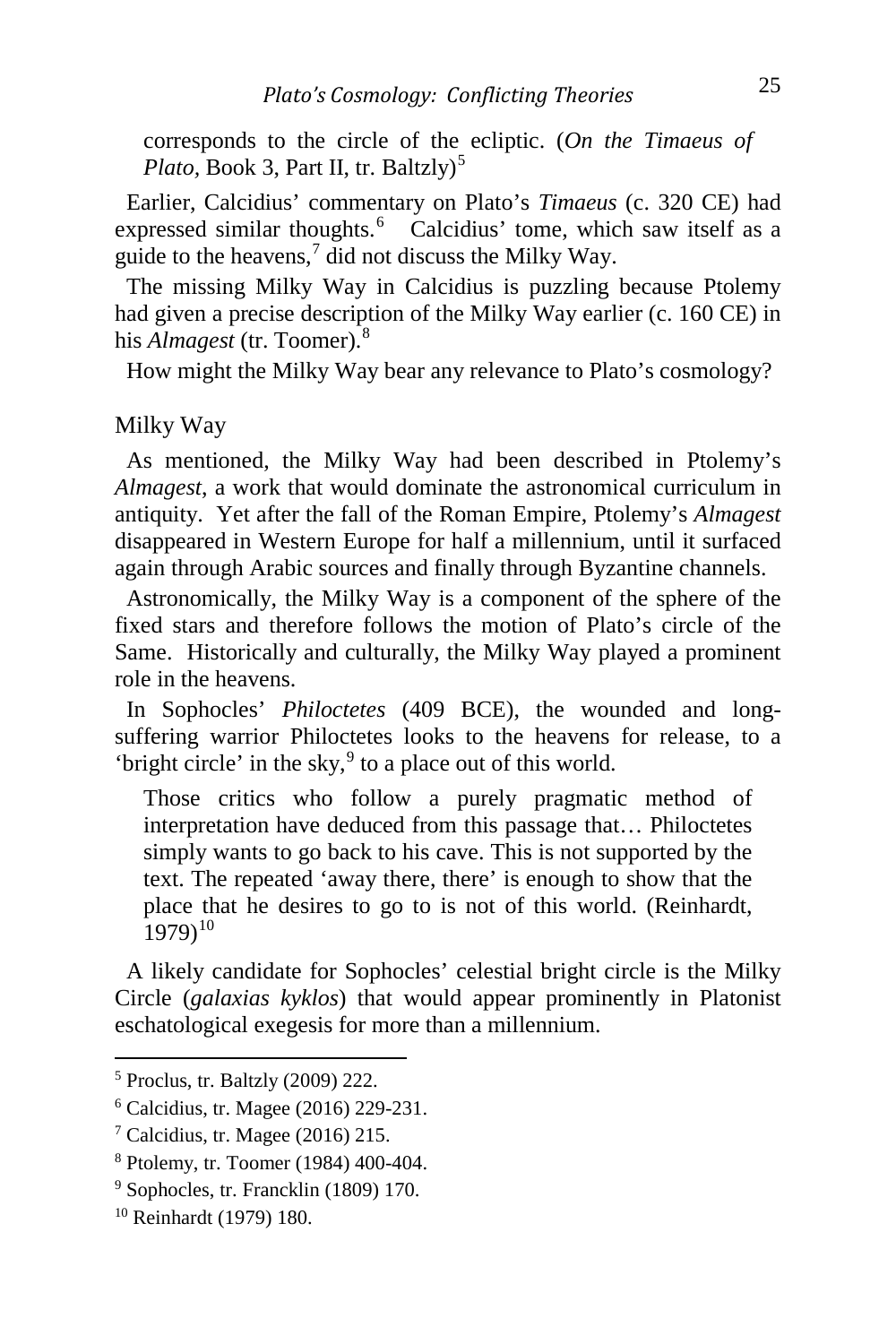> corresponds to the circle of the ecliptic. (*On the Timaeus of Plato,* Book 3, Part II, tr. Baltzly)[5]

Earlier, Calcidius' commentary on Plato's *Timaeus* (c. 320 CE) had expressed similar thoughts.[6] Calcidius' tome, which saw itself as a guide to the heavens,[7] did not discuss the Milky Way.

The missing Milky Way in Calcidius is puzzling because Ptolemy had given a precise description of the Milky Way earlier (c. 160 CE) in his *Almagest* (tr. Toomer).[8]

How might the Milky Way bear any relevance to Plato's cosmology?

## Milky Way

As mentioned, the Milky Way had been described in Ptolemy's *Almagest*, a work that would dominate the astronomical curriculum in antiquity. Yet after the fall of the Roman Empire, Ptolemy's *Almagest* disappeared in Western Europe for half a millennium, until it surfaced again through Arabic sources and finally through Byzantine channels.

Astronomically, the Milky Way is a component of the sphere of the fixed stars and therefore follows the motion of Plato's circle of the Same. Historically and culturally, the Milky Way played a prominent role in the heavens.

In Sophocles' *Philoctetes* (409 BCE), the wounded and long-suffering warrior Philoctetes looks to the heavens for release, to a 'bright circle' in the sky,[9] to a place out of this world.

> Those critics who follow a purely pragmatic method of interpretation have deduced from this passage that… Philoctetes simply wants to go back to his cave. This is not supported by the text. The repeated 'away there, there' is enough to show that the place that he desires to go to is not of this world. (Reinhardt, 1979)[10]

A likely candidate for Sophocles' celestial bright circle is the Milky Circle (*galaxias kyklos*) that would appear prominently in Platonist eschatological exegesis for more than a millennium.

---

[5] Proclus, tr. Baltzly (2009) 222.

[6] Calcidius, tr. Magee (2016) 229-231.

[7] Calcidius, tr. Magee (2016) 215.

[8] Ptolemy, tr. Toomer (1984) 400-404.

[9] Sophocles, tr. Francklin (1809) 170.

[10] Reinhardt (1979) 180.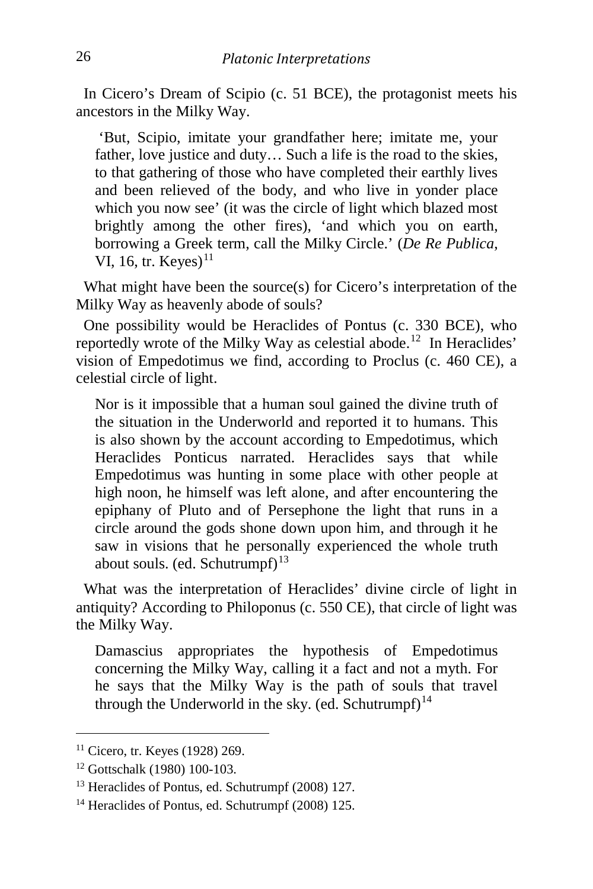In Cicero's Dream of Scipio (c. 51 BCE), the protagonist meets his ancestors in the Milky Way.

> 'But, Scipio, imitate your grandfather here; imitate me, your father, love justice and duty… Such a life is the road to the skies, to that gathering of those who have completed their earthly lives and been relieved of the body, and who live in yonder place which you now see' (it was the circle of light which blazed most brightly among the other fires), 'and which you on earth, borrowing a Greek term, call the Milky Circle.' (*De Re Publica*, VI, 16, tr. Keyes)[11]

What might have been the source(s) for Cicero's interpretation of the Milky Way as heavenly abode of souls?

One possibility would be Heraclides of Pontus (c. 330 BCE), who reportedly wrote of the Milky Way as celestial abode.[12] In Heraclides' vision of Empedotimus we find, according to Proclus (c. 460 CE), a celestial circle of light.

> Nor is it impossible that a human soul gained the divine truth of the situation in the Underworld and reported it to humans. This is also shown by the account according to Empedotimus, which Heraclides Ponticus narrated. Heraclides says that while Empedotimus was hunting in some place with other people at high noon, he himself was left alone, and after encountering the epiphany of Pluto and of Persephone the light that runs in a circle around the gods shone down upon him, and through it he saw in visions that he personally experienced the whole truth about souls. (ed. Schutrumpf)[13]

What was the interpretation of Heraclides' divine circle of light in antiquity? According to Philoponus (c. 550 CE), that circle of light was the Milky Way.

> Damascius appropriates the hypothesis of Empedotimus concerning the Milky Way, calling it a fact and not a myth. For he says that the Milky Way is the path of souls that travel through the Underworld in the sky. (ed. Schutrumpf)[14]

---

[11] Cicero, tr. Keyes (1928) 269.

[12] Gottschalk (1980) 100-103.

[13] Heraclides of Pontus, ed. Schutrumpf (2008) 127.

[14] Heraclides of Pontus, ed. Schutrumpf (2008) 125.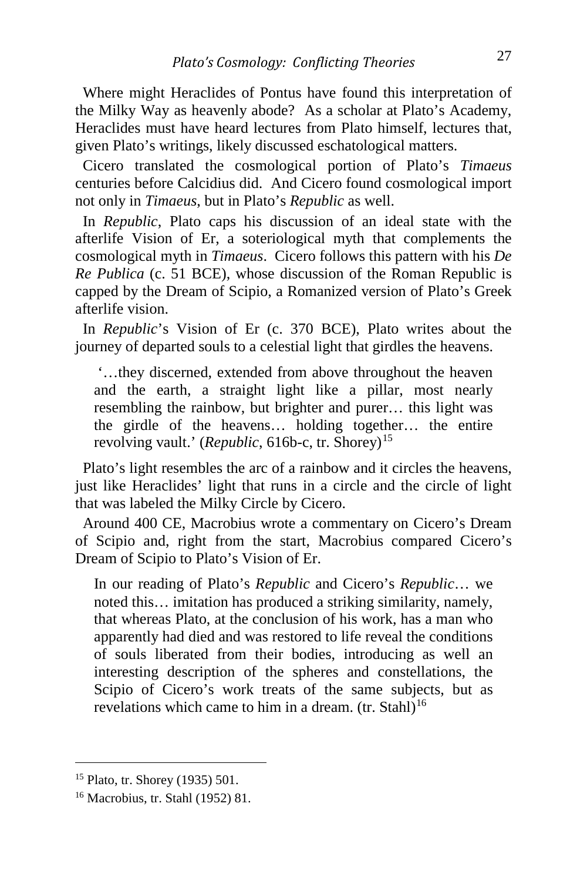Where might Heraclides of Pontus have found this interpretation of the Milky Way as heavenly abode? As a scholar at Plato's Academy, Heraclides must have heard lectures from Plato himself, lectures that, given Plato's writings, likely discussed eschatological matters.

Cicero translated the cosmological portion of Plato's *Timaeus* centuries before Calcidius did. And Cicero found cosmological import not only in *Timaeus*, but in Plato's *Republic* as well.

In *Republic*, Plato caps his discussion of an ideal state with the afterlife Vision of Er, a soteriological myth that complements the cosmological myth in *Timaeus*. Cicero follows this pattern with his *De Re Publica* (c. 51 BCE), whose discussion of the Roman Republic is capped by the Dream of Scipio, a Romanized version of Plato's Greek afterlife vision.

In *Republic*'s Vision of Er (c. 370 BCE), Plato writes about the journey of departed souls to a celestial light that girdles the heavens.

> '…they discerned, extended from above throughout the heaven and the earth, a straight light like a pillar, most nearly resembling the rainbow, but brighter and purer… this light was the girdle of the heavens… holding together… the entire revolving vault.' (*Republic*, 616b-c, tr. Shorey)[15]

Plato's light resembles the arc of a rainbow and it circles the heavens, just like Heraclides' light that runs in a circle and the circle of light that was labeled the Milky Circle by Cicero.

Around 400 CE, Macrobius wrote a commentary on Cicero's Dream of Scipio and, right from the start, Macrobius compared Cicero's Dream of Scipio to Plato's Vision of Er.

> In our reading of Plato's *Republic* and Cicero's *Republic*… we noted this… imitation has produced a striking similarity, namely, that whereas Plato, at the conclusion of his work, has a man who apparently had died and was restored to life reveal the conditions of souls liberated from their bodies, introducing as well an interesting description of the spheres and constellations, the Scipio of Cicero's work treats of the same subjects, but as revelations which came to him in a dream. (tr. Stahl)[16]

---

[15] Plato, tr. Shorey (1935) 501.

[16] Macrobius, tr. Stahl (1952) 81.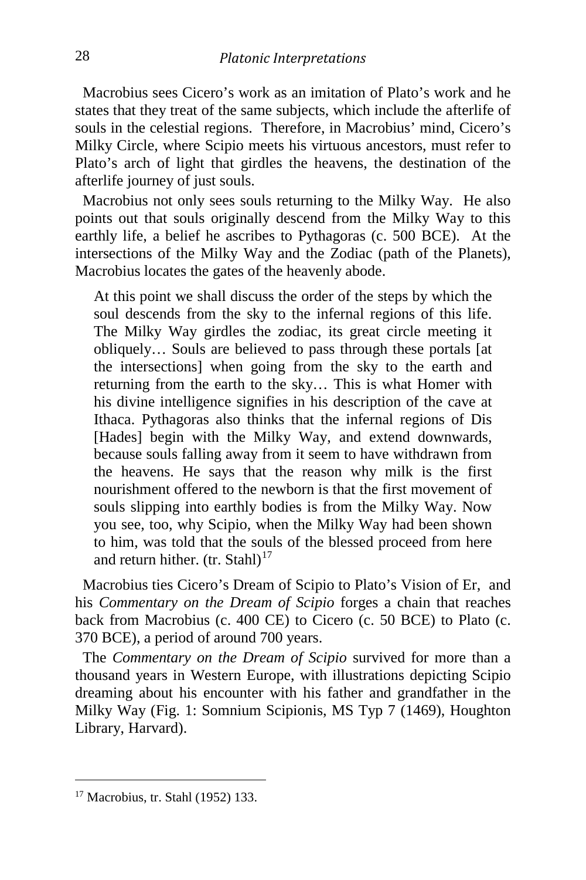Macrobius sees Cicero's work as an imitation of Plato's work and he states that they treat of the same subjects, which include the afterlife of souls in the celestial regions. Therefore, in Macrobius' mind, Cicero's Milky Circle, where Scipio meets his virtuous ancestors, must refer to Plato's arch of light that girdles the heavens, the destination of the afterlife journey of just souls.

Macrobius not only sees souls returning to the Milky Way. He also points out that souls originally descend from the Milky Way to this earthly life, a belief he ascribes to Pythagoras (c. 500 BCE). At the intersections of the Milky Way and the Zodiac (path of the Planets), Macrobius locates the gates of the heavenly abode.

> At this point we shall discuss the order of the steps by which the soul descends from the sky to the infernal regions of this life. The Milky Way girdles the zodiac, its great circle meeting it obliquely… Souls are believed to pass through these portals [at the intersections] when going from the sky to the earth and returning from the earth to the sky… This is what Homer with his divine intelligence signifies in his description of the cave at Ithaca. Pythagoras also thinks that the infernal regions of Dis [Hades] begin with the Milky Way, and extend downwards, because souls falling away from it seem to have withdrawn from the heavens. He says that the reason why milk is the first nourishment offered to the newborn is that the first movement of souls slipping into earthly bodies is from the Milky Way. Now you see, too, why Scipio, when the Milky Way had been shown to him, was told that the souls of the blessed proceed from here and return hither. (tr. Stahl)[17]

Macrobius ties Cicero's Dream of Scipio to Plato's Vision of Er, and his *Commentary on the Dream of Scipio* forges a chain that reaches back from Macrobius (c. 400 CE) to Cicero (c. 50 BCE) to Plato (c. 370 BCE), a period of around 700 years.

The *Commentary on the Dream of Scipio* survived for more than a thousand years in Western Europe, with illustrations depicting Scipio dreaming about his encounter with his father and grandfather in the Milky Way (Fig. 1: Somnium Scipionis, MS Typ 7 (1469), Houghton Library, Harvard).

---

[17] Macrobius, tr. Stahl (1952) 133.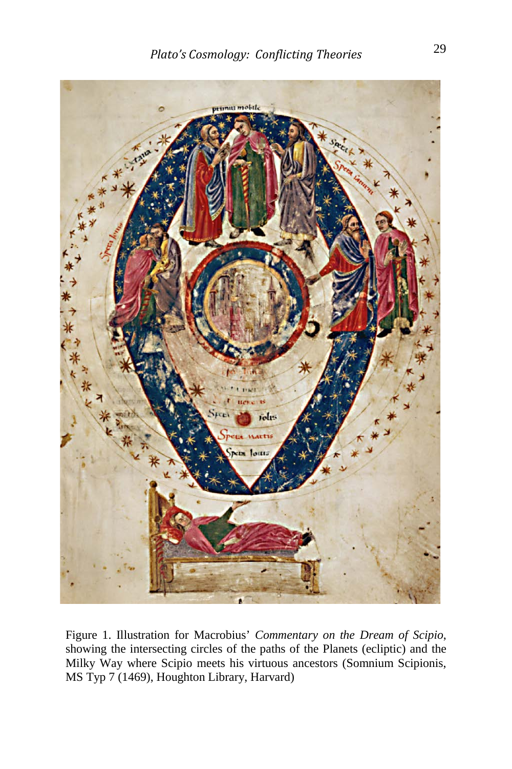Figure 1. Illustration for Macrobius' *Commentary on the Dream of Scipio*, showing the intersecting circles of the paths of the Planets (ecliptic) and the Milky Way where Scipio meets his virtuous ancestors (Somnium Scipionis, MS Typ 7 (1469), Houghton Library, Harvard)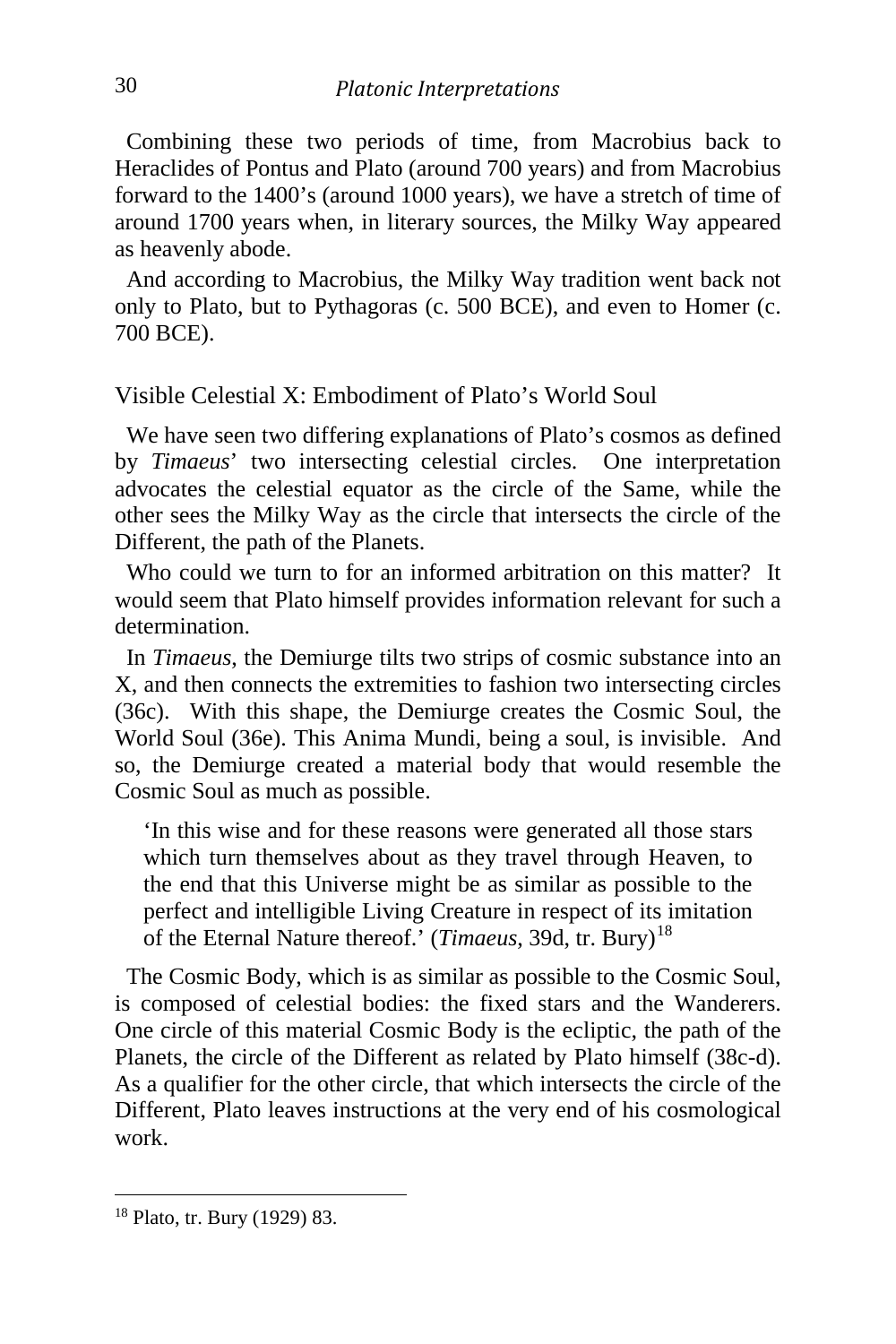Combining these two periods of time, from Macrobius back to Heraclides of Pontus and Plato (around 700 years) and from Macrobius forward to the 1400's (around 1000 years), we have a stretch of time of around 1700 years when, in literary sources, the Milky Way appeared as heavenly abode.

And according to Macrobius, the Milky Way tradition went back not only to Plato, but to Pythagoras (c. 500 BCE), and even to Homer (c. 700 BCE).

## Visible Celestial X: Embodiment of Plato's World Soul

We have seen two differing explanations of Plato's cosmos as defined by *Timaeus*' two intersecting celestial circles. One interpretation advocates the celestial equator as the circle of the Same, while the other sees the Milky Way as the circle that intersects the circle of the Different, the path of the Planets.

Who could we turn to for an informed arbitration on this matter? It would seem that Plato himself provides information relevant for such a determination.

In *Timaeus,* the Demiurge tilts two strips of cosmic substance into an X, and then connects the extremities to fashion two intersecting circles (36c). With this shape, the Demiurge creates the Cosmic Soul, the World Soul (36e). This Anima Mundi, being a soul, is invisible. And so, the Demiurge created a material body that would resemble the Cosmic Soul as much as possible.

> 'In this wise and for these reasons were generated all those stars which turn themselves about as they travel through Heaven, to the end that this Universe might be as similar as possible to the perfect and intelligible Living Creature in respect of its imitation of the Eternal Nature thereof.' (*Timaeus,* 39d, tr. Bury)[18]

The Cosmic Body, which is as similar as possible to the Cosmic Soul, is composed of celestial bodies: the fixed stars and the Wanderers. One circle of this material Cosmic Body is the ecliptic, the path of the Planets, the circle of the Different as related by Plato himself (38c-d). As a qualifier for the other circle, that which intersects the circle of the Different, Plato leaves instructions at the very end of his cosmological work.

---

[18] Plato, tr. Bury (1929) 83.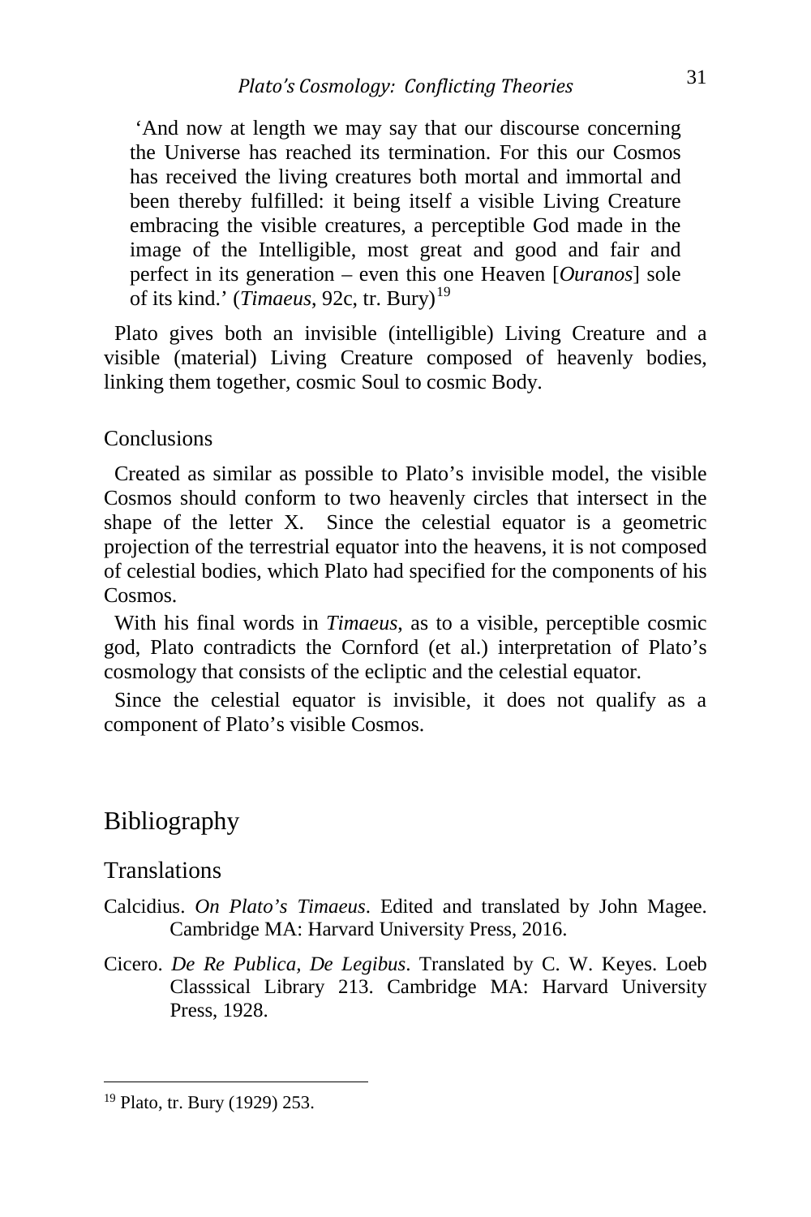> 'And now at length we may say that our discourse concerning the Universe has reached its termination. For this our Cosmos has received the living creatures both mortal and immortal and been thereby fulfilled: it being itself a visible Living Creature embracing the visible creatures, a perceptible God made in the image of the Intelligible, most great and good and fair and perfect in its generation – even this one Heaven [*Ouranos*] sole of its kind.' (*Timaeus*, 92c, tr. Bury)[19]

Plato gives both an invisible (intelligible) Living Creature and a visible (material) Living Creature composed of heavenly bodies, linking them together, cosmic Soul to cosmic Body.

### Conclusions

Created as similar as possible to Plato's invisible model, the visible Cosmos should conform to two heavenly circles that intersect in the shape of the letter X. Since the celestial equator is a geometric projection of the terrestrial equator into the heavens, it is not composed of celestial bodies, which Plato had specified for the components of his Cosmos.

With his final words in *Timaeus*, as to a visible, perceptible cosmic god, Plato contradicts the Cornford (et al.) interpretation of Plato's cosmology that consists of the ecliptic and the celestial equator.

Since the celestial equator is invisible, it does not qualify as a component of Plato's visible Cosmos.

## Bibliography

### Translations

Calcidius. *On Plato's Timaeus*. Edited and translated by John Magee. Cambridge MA: Harvard University Press, 2016.

Cicero. *De Re Publica, De Legibus*. Translated by C. W. Keyes. Loeb Classsical Library 213. Cambridge MA: Harvard University Press, 1928.

---

[19] Plato, tr. Bury (1929) 253.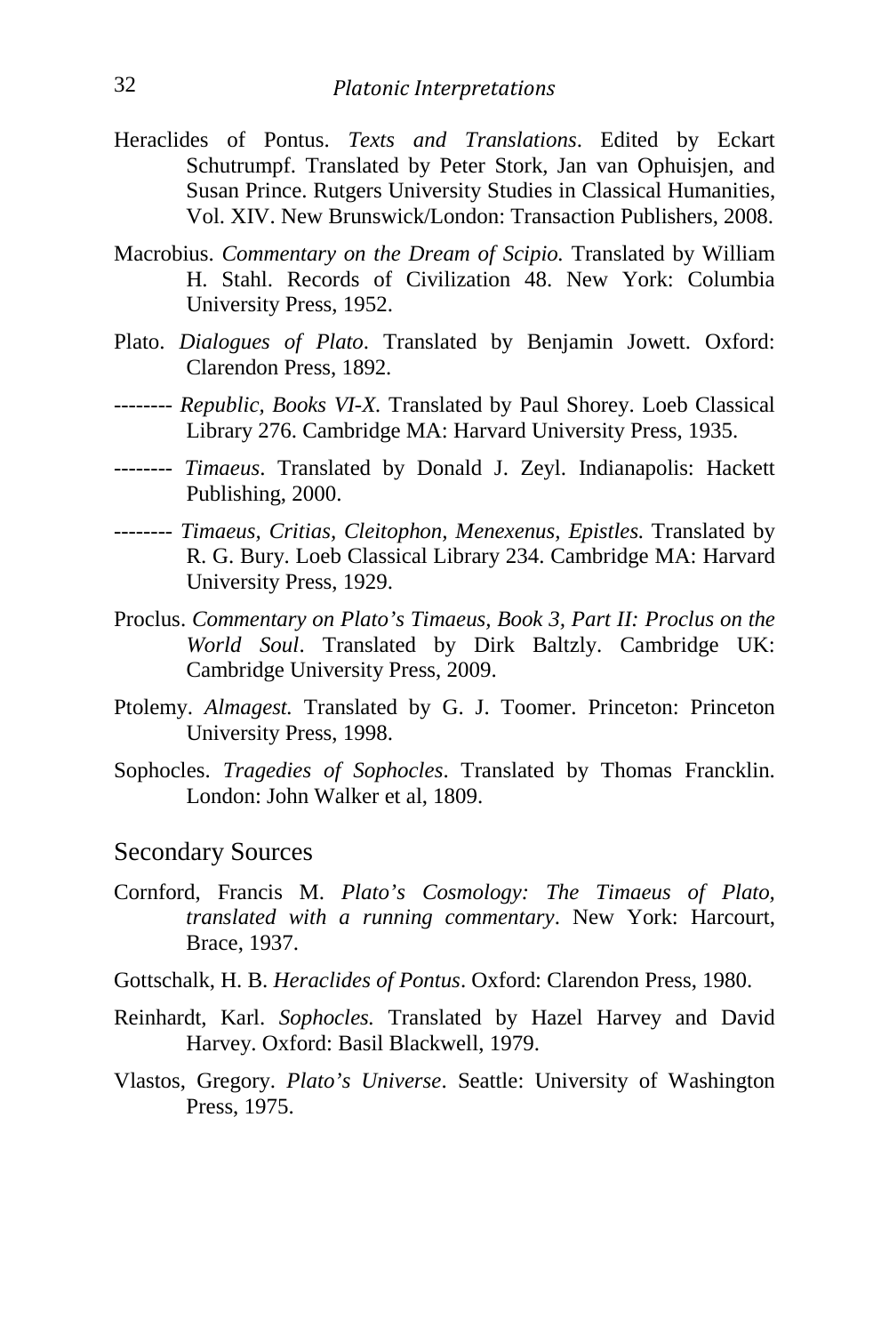Heraclides of Pontus. *Texts and Translations*. Edited by Eckart Schutrumpf. Translated by Peter Stork, Jan van Ophuisjen, and Susan Prince. Rutgers University Studies in Classical Humanities, Vol. XIV. New Brunswick/London: Transaction Publishers, 2008.

Macrobius. *Commentary on the Dream of Scipio.* Translated by William H. Stahl. Records of Civilization 48. New York: Columbia University Press, 1952.

Plato. *Dialogues of Plato*. Translated by Benjamin Jowett. Oxford: Clarendon Press, 1892.

-------- *Republic, Books VI-X.* Translated by Paul Shorey. Loeb Classical Library 276. Cambridge MA: Harvard University Press, 1935.

-------- *Timaeus*. Translated by Donald J. Zeyl. Indianapolis: Hackett Publishing, 2000.

-------- *Timaeus, Critias, Cleitophon, Menexenus, Epistles.* Translated by R. G. Bury. Loeb Classical Library 234. Cambridge MA: Harvard University Press, 1929.

Proclus. *Commentary on Plato's Timaeus, Book 3, Part II: Proclus on the World Soul*. Translated by Dirk Baltzly. Cambridge UK: Cambridge University Press, 2009.

Ptolemy. *Almagest.* Translated by G. J. Toomer. Princeton: Princeton University Press, 1998.

Sophocles. *Tragedies of Sophocles*. Translated by Thomas Francklin. London: John Walker et al, 1809.

## Secondary Sources

Cornford, Francis M. *Plato's Cosmology: The Timaeus of Plato, translated with a running commentary*. New York: Harcourt, Brace, 1937.

Gottschalk, H. B. *Heraclides of Pontus*. Oxford: Clarendon Press, 1980.

Reinhardt, Karl. *Sophocles.* Translated by Hazel Harvey and David Harvey. Oxford: Basil Blackwell, 1979.

Vlastos, Gregory. *Plato's Universe*. Seattle: University of Washington Press, 1975.